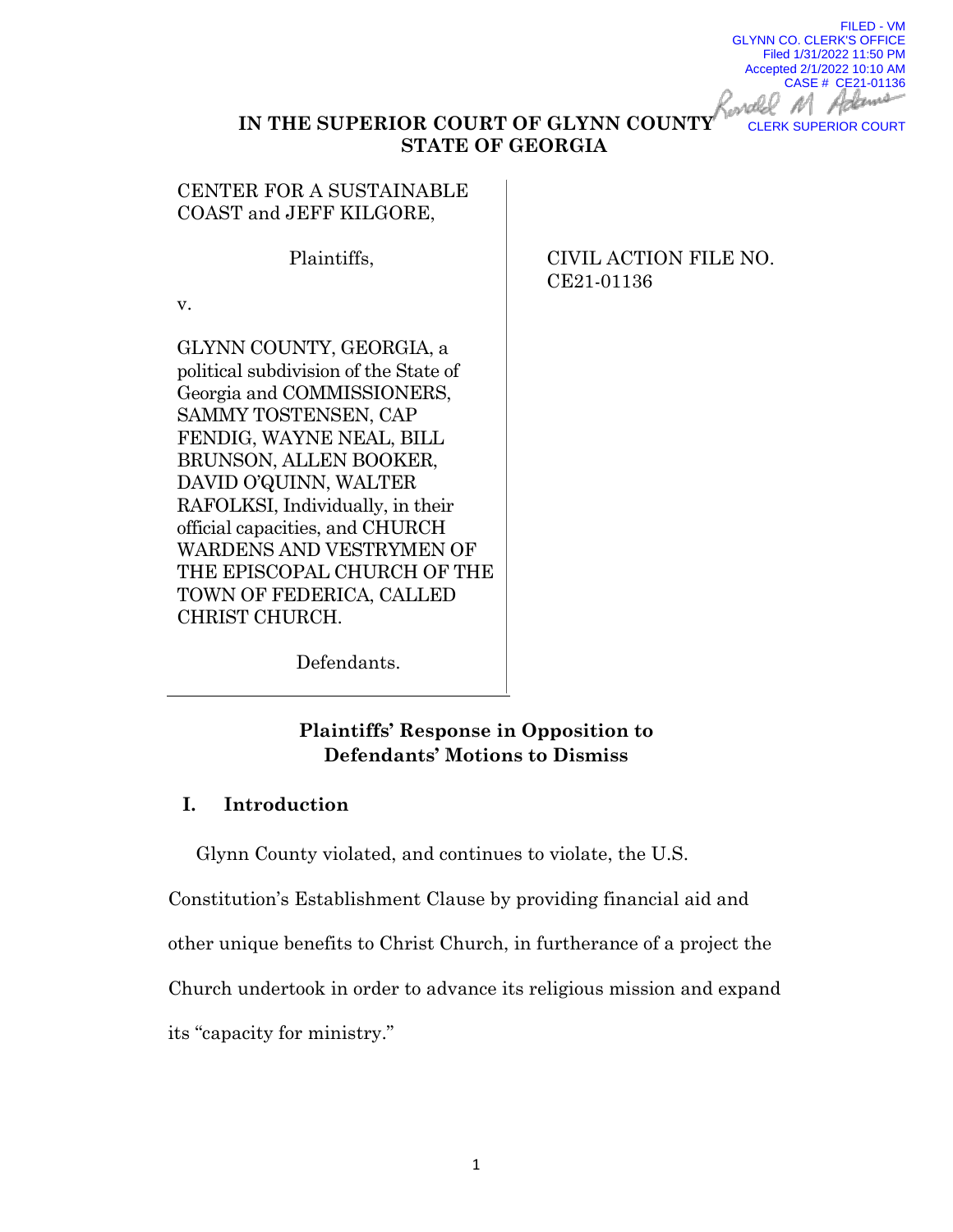FILED - VM
GLYNN CO. CLERK'S OFFICE
Filed 1/31/2022 11:50 PM
Accepted 2/1/2022 10:10 AM
CASE # CE21-01136
CLERK SUPERIOR COURT

**IN THE SUPERIOR COURT OF GLYNN COUNTY**
**STATE OF GEORGIA**

CENTER FOR A SUSTAINABLE COAST and JEFF KILGORE,

Plaintiffs,

v.

GLYNN COUNTY, GEORGIA, a political subdivision of the State of Georgia and COMMISSIONERS, SAMMY TOSTENSEN, CAP FENDIG, WAYNE NEAL, BILL BRUNSON, ALLEN BOOKER, DAVID O'QUINN, WALTER RAFOLKSI, Individually, in their official capacities, and CHURCH WARDENS AND VESTRYMEN OF THE EPISCOPAL CHURCH OF THE TOWN OF FEDERICA, CALLED CHRIST CHURCH.

Defendants.

CIVIL ACTION FILE NO. CE21-01136

## Plaintiffs' Response in Opposition to Defendants' Motions to Dismiss

### I. Introduction

Glynn County violated, and continues to violate, the U.S. Constitution's Establishment Clause by providing financial aid and other unique benefits to Christ Church, in furtherance of a project the Church undertook in order to advance its religious mission and expand its "capacity for ministry."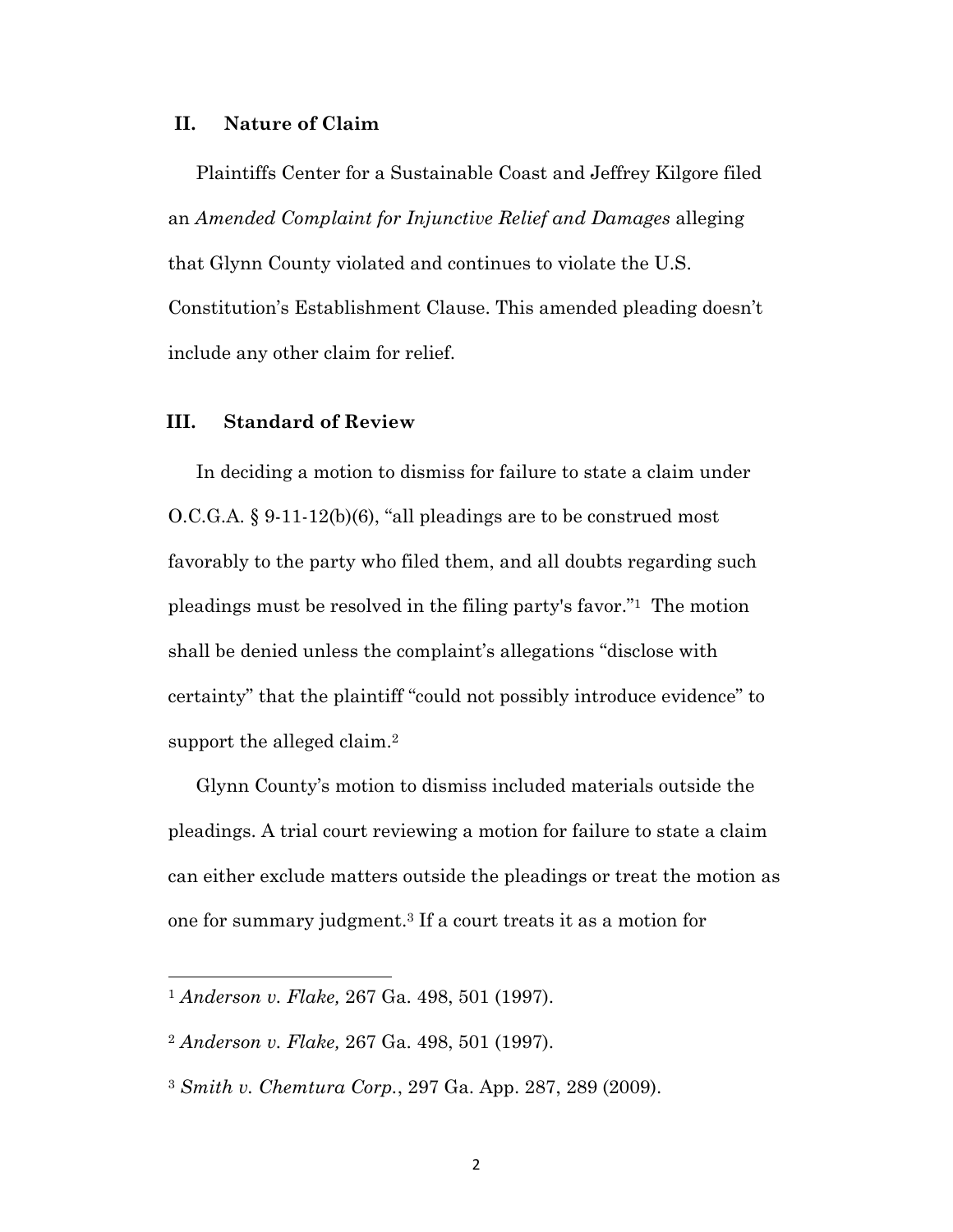## II. Nature of Claim

Plaintiffs Center for a Sustainable Coast and Jeffrey Kilgore filed an *Amended Complaint for Injunctive Relief and Damages* alleging that Glynn County violated and continues to violate the U.S. Constitution's Establishment Clause. This amended pleading doesn't include any other claim for relief.

## III. Standard of Review

In deciding a motion to dismiss for failure to state a claim under O.C.G.A. § 9-11-12(b)(6), "all pleadings are to be construed most favorably to the party who filed them, and all doubts regarding such pleadings must be resolved in the filing party's favor."[1] The motion shall be denied unless the complaint's allegations "disclose with certainty" that the plaintiff "could not possibly introduce evidence" to support the alleged claim.[2]

Glynn County's motion to dismiss included materials outside the pleadings. A trial court reviewing a motion for failure to state a claim can either exclude matters outside the pleadings or treat the motion as one for summary judgment.[3] If a court treats it as a motion for

---

[1] *Anderson v. Flake,* 267 Ga. 498, 501 (1997).

[2] *Anderson v. Flake,* 267 Ga. 498, 501 (1997).

[3] *Smith v. Chemtura Corp.*, 297 Ga. App. 287, 289 (2009).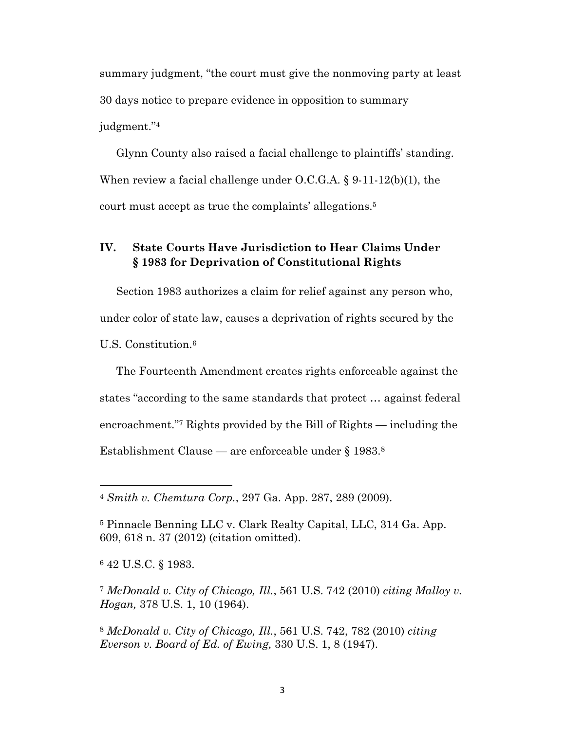summary judgment, "the court must give the nonmoving party at least 30 days notice to prepare evidence in opposition to summary judgment."[4]

Glynn County also raised a facial challenge to plaintiffs' standing. When review a facial challenge under O.C.G.A. § 9-11-12(b)(1), the court must accept as true the complaints' allegations.[5]

## IV. State Courts Have Jurisdiction to Hear Claims Under § 1983 for Deprivation of Constitutional Rights

Section 1983 authorizes a claim for relief against any person who, under color of state law, causes a deprivation of rights secured by the U.S. Constitution.[6]

The Fourteenth Amendment creates rights enforceable against the states "according to the same standards that protect … against federal encroachment."[7] Rights provided by the Bill of Rights — including the Establishment Clause — are enforceable under § 1983.[8]

---

[4] *Smith v. Chemtura Corp.*, 297 Ga. App. 287, 289 (2009).

[5] Pinnacle Benning LLC v. Clark Realty Capital, LLC, 314 Ga. App. 609, 618 n. 37 (2012) (citation omitted).

[6] 42 U.S.C. § 1983.

[7] *McDonald v. City of Chicago, Ill.*, 561 U.S. 742 (2010) *citing Malloy v. Hogan,* 378 U.S. 1, 10 (1964).

[8] *McDonald v. City of Chicago, Ill.*, 561 U.S. 742, 782 (2010) *citing Everson v. Board of Ed. of Ewing,* 330 U.S. 1, 8 (1947).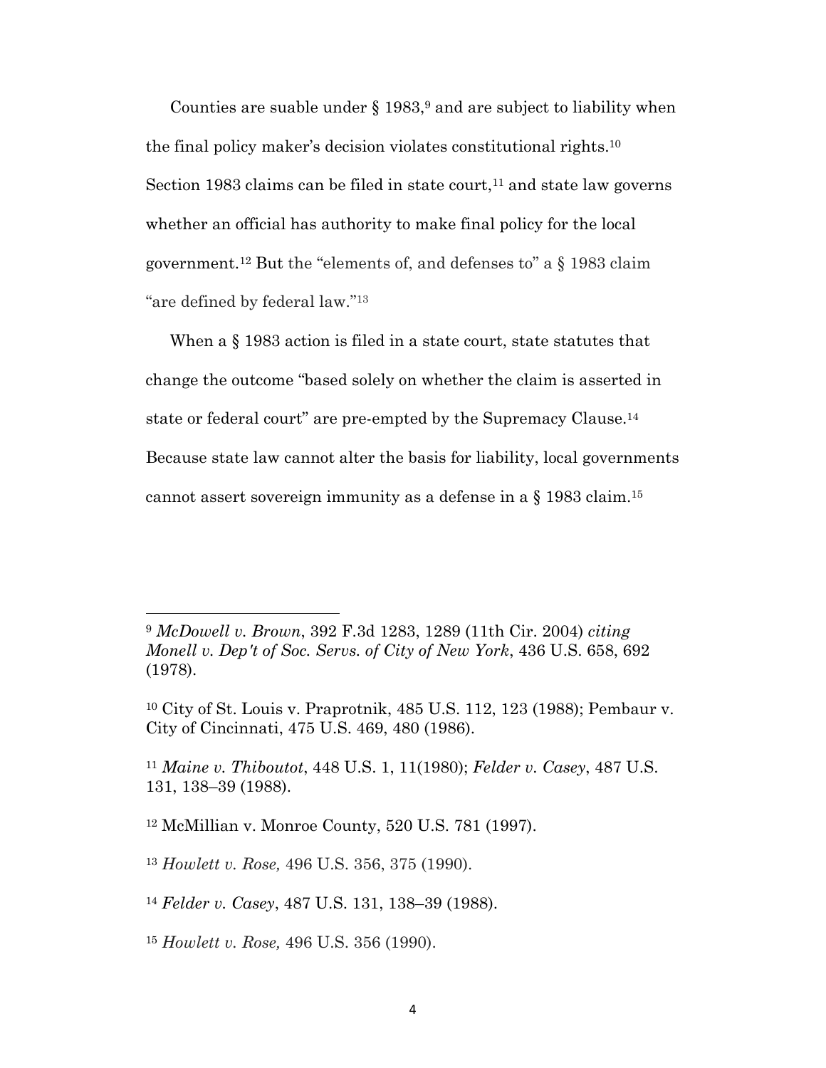Counties are suable under § 1983,[9] and are subject to liability when the final policy maker's decision violates constitutional rights.[10] Section 1983 claims can be filed in state court,[11] and state law governs whether an official has authority to make final policy for the local government.[12] But the "elements of, and defenses to" a § 1983 claim "are defined by federal law."[13]

When a § 1983 action is filed in a state court, state statutes that change the outcome "based solely on whether the claim is asserted in state or federal court" are pre-empted by the Supremacy Clause.[14] Because state law cannot alter the basis for liability, local governments cannot assert sovereign immunity as a defense in a § 1983 claim.[15]

---

[9] *McDowell v. Brown*, 392 F.3d 1283, 1289 (11th Cir. 2004) *citing Monell v. Dep't of Soc. Servs. of City of New York*, 436 U.S. 658, 692 (1978).

[10] City of St. Louis v. Praprotnik, 485 U.S. 112, 123 (1988); Pembaur v. City of Cincinnati, 475 U.S. 469, 480 (1986).

[11] *Maine v. Thiboutot*, 448 U.S. 1, 11(1980); *Felder v. Casey*, 487 U.S. 131, 138–39 (1988).

[12] McMillian v. Monroe County, 520 U.S. 781 (1997).

[13] *Howlett v. Rose,* 496 U.S. 356, 375 (1990).

[14] *Felder v. Casey*, 487 U.S. 131, 138–39 (1988).

[15] *Howlett v. Rose,* 496 U.S. 356 (1990).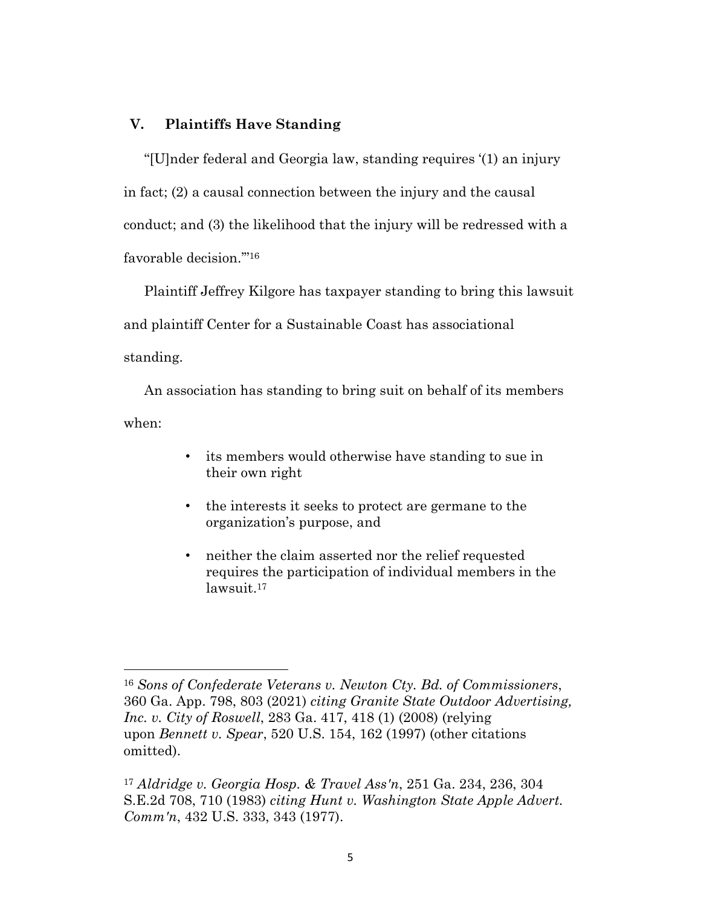## V. Plaintiffs Have Standing

"[U]nder federal and Georgia law, standing requires '(1) an injury in fact; (2) a causal connection between the injury and the causal conduct; and (3) the likelihood that the injury will be redressed with a favorable decision.'"[16]

Plaintiff Jeffrey Kilgore has taxpayer standing to bring this lawsuit and plaintiff Center for a Sustainable Coast has associational standing.

An association has standing to bring suit on behalf of its members when:

- its members would otherwise have standing to sue in their own right
- the interests it seeks to protect are germane to the organization's purpose, and
- neither the claim asserted nor the relief requested requires the participation of individual members in the lawsuit.[17]

---

[16] *Sons of Confederate Veterans v. Newton Cty. Bd. of Commissioners*, 360 Ga. App. 798, 803 (2021) *citing Granite State Outdoor Advertising, Inc. v. City of Roswell*, 283 Ga. 417, 418 (1) (2008) (relying upon *Bennett v. Spear*, 520 U.S. 154, 162 (1997) (other citations omitted).

[17] *Aldridge v. Georgia Hosp. & Travel Ass'n*, 251 Ga. 234, 236, 304 S.E.2d 708, 710 (1983) *citing Hunt v. Washington State Apple Advert. Comm'n*, 432 U.S. 333, 343 (1977).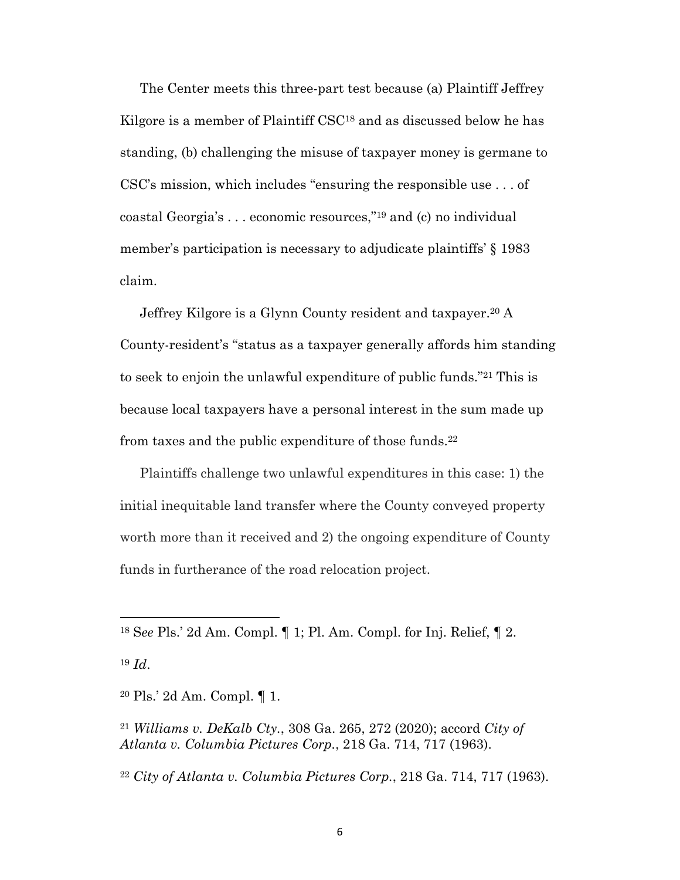The Center meets this three-part test because (a) Plaintiff Jeffrey Kilgore is a member of Plaintiff CSC[18] and as discussed below he has standing, (b) challenging the misuse of taxpayer money is germane to CSC's mission, which includes "ensuring the responsible use . . . of coastal Georgia's . . . economic resources,"[19] and (c) no individual member's participation is necessary to adjudicate plaintiffs' § 1983 claim.

Jeffrey Kilgore is a Glynn County resident and taxpayer.[20] A County-resident's "status as a taxpayer generally affords him standing to seek to enjoin the unlawful expenditure of public funds."[21] This is because local taxpayers have a personal interest in the sum made up from taxes and the public expenditure of those funds.[22]

Plaintiffs challenge two unlawful expenditures in this case: 1) the initial inequitable land transfer where the County conveyed property worth more than it received and 2) the ongoing expenditure of County funds in furtherance of the road relocation project.

---

[18] S*ee* Pls.' 2d Am. Compl. ¶ 1; Pl. Am. Compl. for Inj. Relief, ¶ 2.

[19] *Id*.

[20] Pls.' 2d Am. Compl. ¶ 1.

[21] *Williams v. DeKalb Cty.*, 308 Ga. 265, 272 (2020); accord *City of Atlanta v. Columbia Pictures Corp.*, 218 Ga. 714, 717 (1963).

[22] *City of Atlanta v. Columbia Pictures Corp.*, 218 Ga. 714, 717 (1963).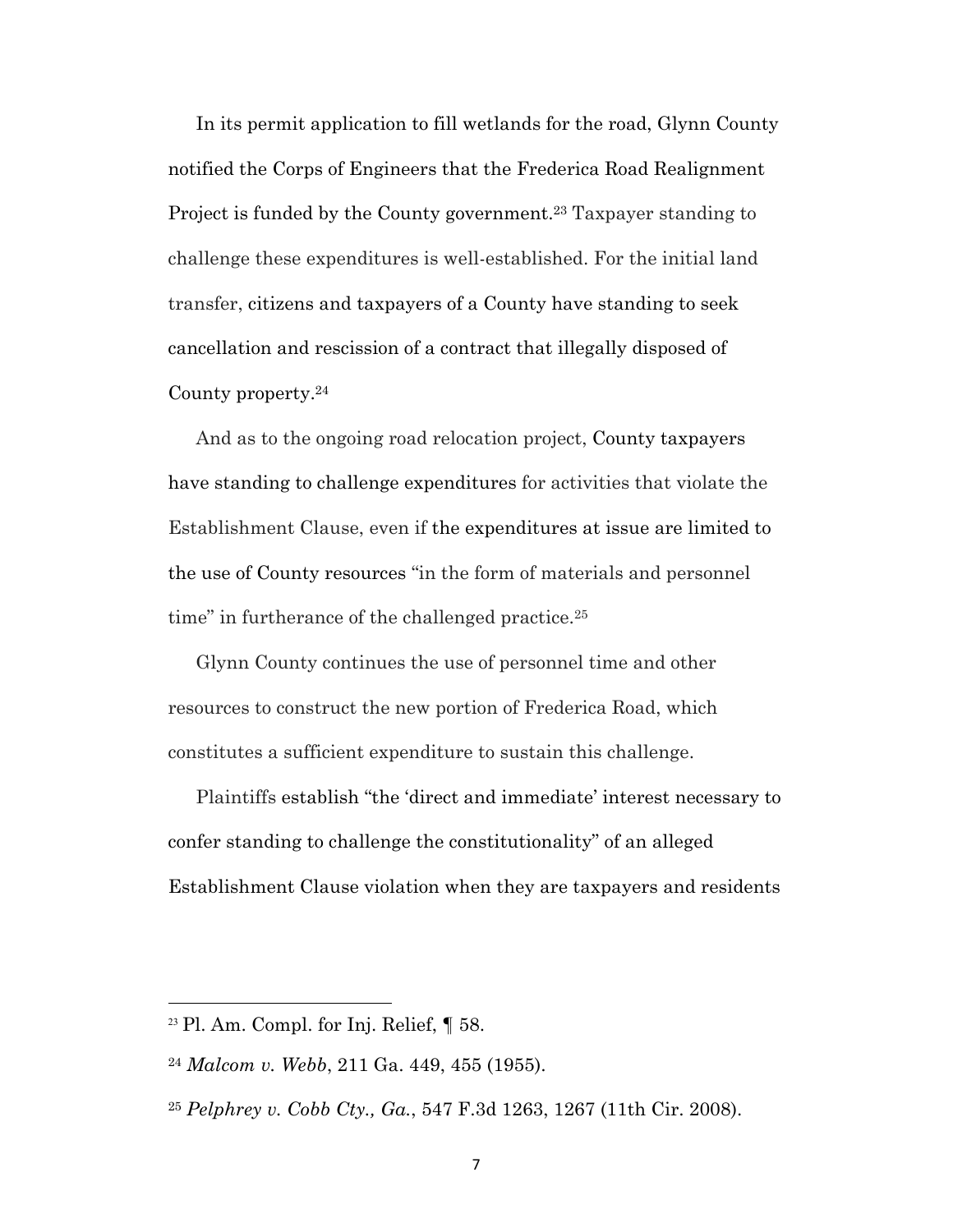In its permit application to fill wetlands for the road, Glynn County notified the Corps of Engineers that the Frederica Road Realignment Project is funded by the County government.[23] Taxpayer standing to challenge these expenditures is well-established. For the initial land transfer, citizens and taxpayers of a County have standing to seek cancellation and rescission of a contract that illegally disposed of County property.[24]

And as to the ongoing road relocation project, County taxpayers have standing to challenge expenditures for activities that violate the Establishment Clause, even if the expenditures at issue are limited to the use of County resources "in the form of materials and personnel time" in furtherance of the challenged practice.[25]

Glynn County continues the use of personnel time and other resources to construct the new portion of Frederica Road, which constitutes a sufficient expenditure to sustain this challenge.

Plaintiffs establish "the 'direct and immediate' interest necessary to confer standing to challenge the constitutionality" of an alleged Establishment Clause violation when they are taxpayers and residents

---

[23] Pl. Am. Compl. for Inj. Relief, ¶ 58.

[24] *Malcom v. Webb*, 211 Ga. 449, 455 (1955).

[25] *Pelphrey v. Cobb Cty., Ga.*, 547 F.3d 1263, 1267 (11th Cir. 2008).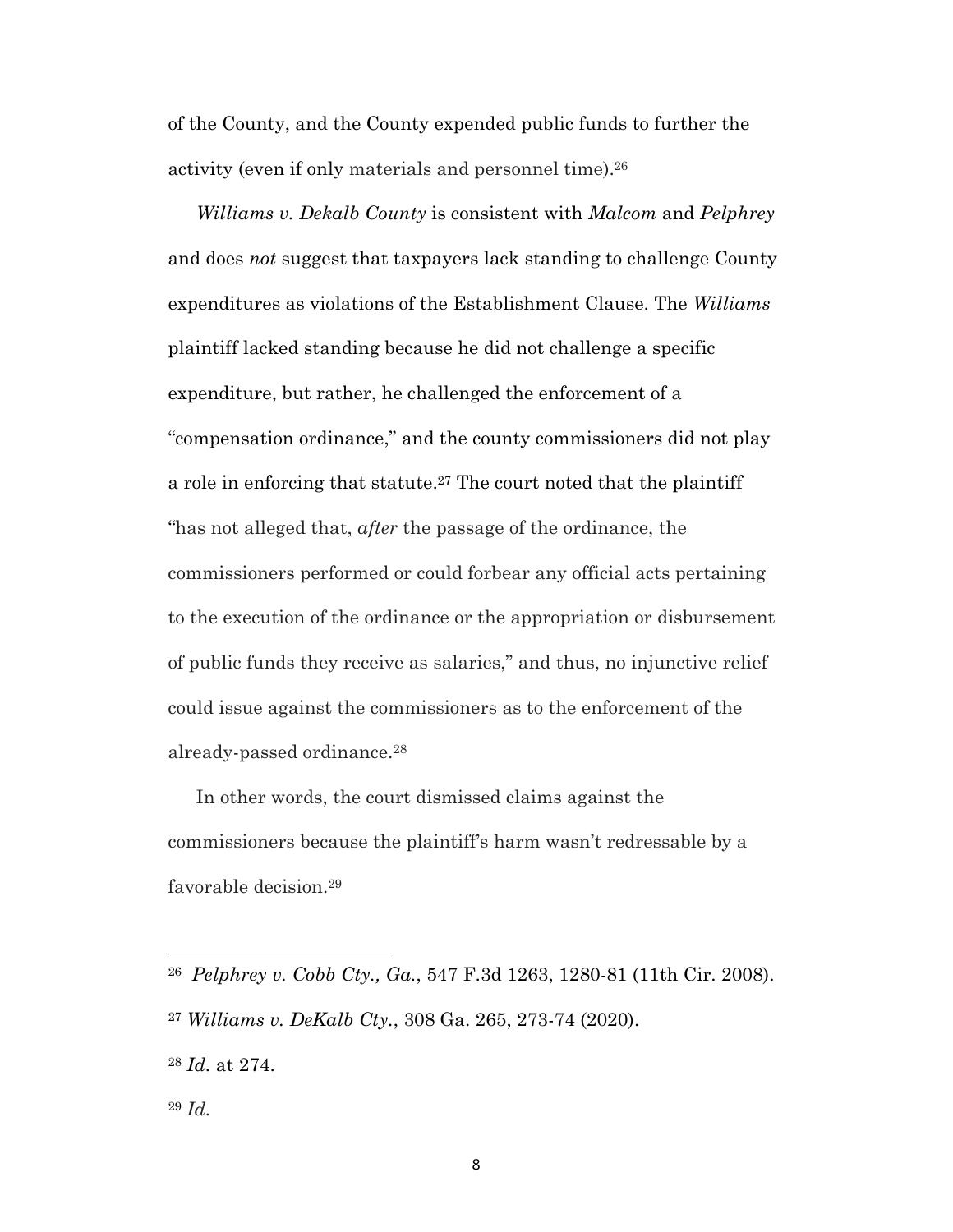of the County, and the County expended public funds to further the activity (even if only materials and personnel time).[26]

*Williams v. Dekalb County* is consistent with *Malcom* and *Pelphrey* and does *not* suggest that taxpayers lack standing to challenge County expenditures as violations of the Establishment Clause. The *Williams* plaintiff lacked standing because he did not challenge a specific expenditure, but rather, he challenged the enforcement of a "compensation ordinance," and the county commissioners did not play a role in enforcing that statute.[27] The court noted that the plaintiff "has not alleged that, *after* the passage of the ordinance, the commissioners performed or could forbear any official acts pertaining to the execution of the ordinance or the appropriation or disbursement of public funds they receive as salaries," and thus, no injunctive relief could issue against the commissioners as to the enforcement of the already-passed ordinance.[28]

In other words, the court dismissed claims against the commissioners because the plaintiff's harm wasn't redressable by a favorable decision.[29]

---

[26] *Pelphrey v. Cobb Cty., Ga.*, 547 F.3d 1263, 1280-81 (11th Cir. 2008).

[27] *Williams v. DeKalb Cty.*, 308 Ga. 265, 273-74 (2020).

[28] *Id.* at 274.

[29] *Id.*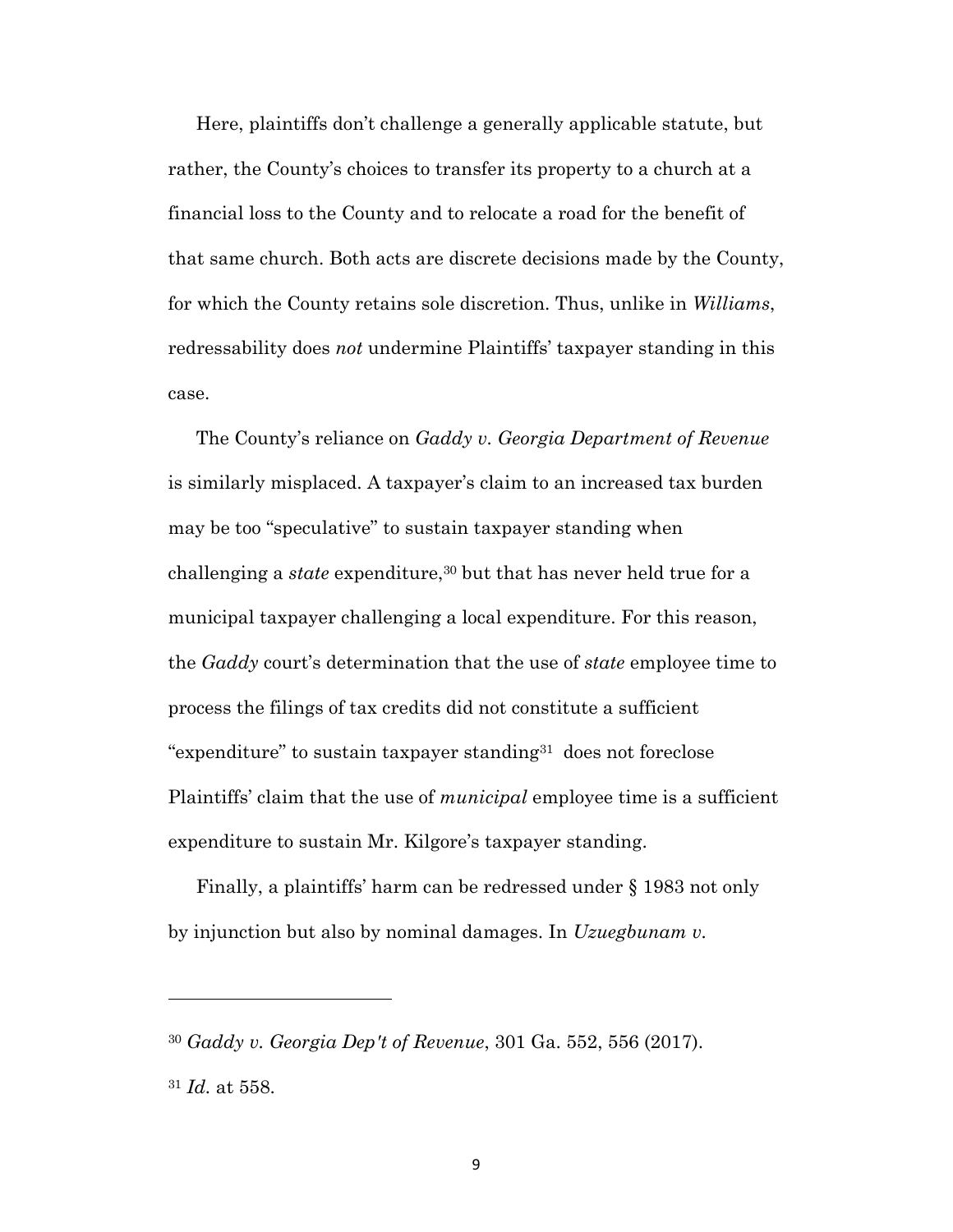Here, plaintiffs don't challenge a generally applicable statute, but rather, the County's choices to transfer its property to a church at a financial loss to the County and to relocate a road for the benefit of that same church. Both acts are discrete decisions made by the County, for which the County retains sole discretion. Thus, unlike in *Williams*, redressability does *not* undermine Plaintiffs' taxpayer standing in this case.

The County's reliance on *Gaddy v. Georgia Department of Revenue* is similarly misplaced. A taxpayer's claim to an increased tax burden may be too "speculative" to sustain taxpayer standing when challenging a *state* expenditure,[30] but that has never held true for a municipal taxpayer challenging a local expenditure. For this reason, the *Gaddy* court's determination that the use of *state* employee time to process the filings of tax credits did not constitute a sufficient "expenditure" to sustain taxpayer standing[31] does not foreclose Plaintiffs' claim that the use of *municipal* employee time is a sufficient expenditure to sustain Mr. Kilgore's taxpayer standing.

Finally, a plaintiffs' harm can be redressed under § 1983 not only by injunction but also by nominal damages. In *Uzuegbunam v.*

---

[30] *Gaddy v. Georgia Dep't of Revenue*, 301 Ga. 552, 556 (2017).

[31] *Id.* at 558.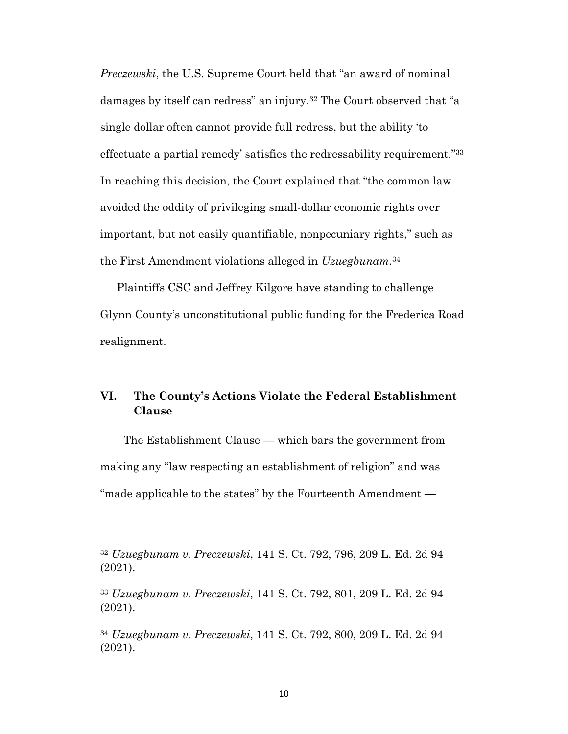*Preczewski*, the U.S. Supreme Court held that "an award of nominal damages by itself can redress" an injury.[32] The Court observed that "a single dollar often cannot provide full redress, but the ability 'to effectuate a partial remedy' satisfies the redressability requirement."[33] In reaching this decision, the Court explained that "the common law avoided the oddity of privileging small-dollar economic rights over important, but not easily quantifiable, nonpecuniary rights," such as the First Amendment violations alleged in *Uzuegbunam*.[34]

Plaintiffs CSC and Jeffrey Kilgore have standing to challenge Glynn County's unconstitutional public funding for the Frederica Road realignment.

## VI. The County's Actions Violate the Federal Establishment Clause

The Establishment Clause — which bars the government from making any "law respecting an establishment of religion" and was "made applicable to the states" by the Fourteenth Amendment —

---

[32] *Uzuegbunam v. Preczewski*, 141 S. Ct. 792, 796, 209 L. Ed. 2d 94 (2021).

[33] *Uzuegbunam v. Preczewski*, 141 S. Ct. 792, 801, 209 L. Ed. 2d 94 (2021).

[34] *Uzuegbunam v. Preczewski*, 141 S. Ct. 792, 800, 209 L. Ed. 2d 94 (2021).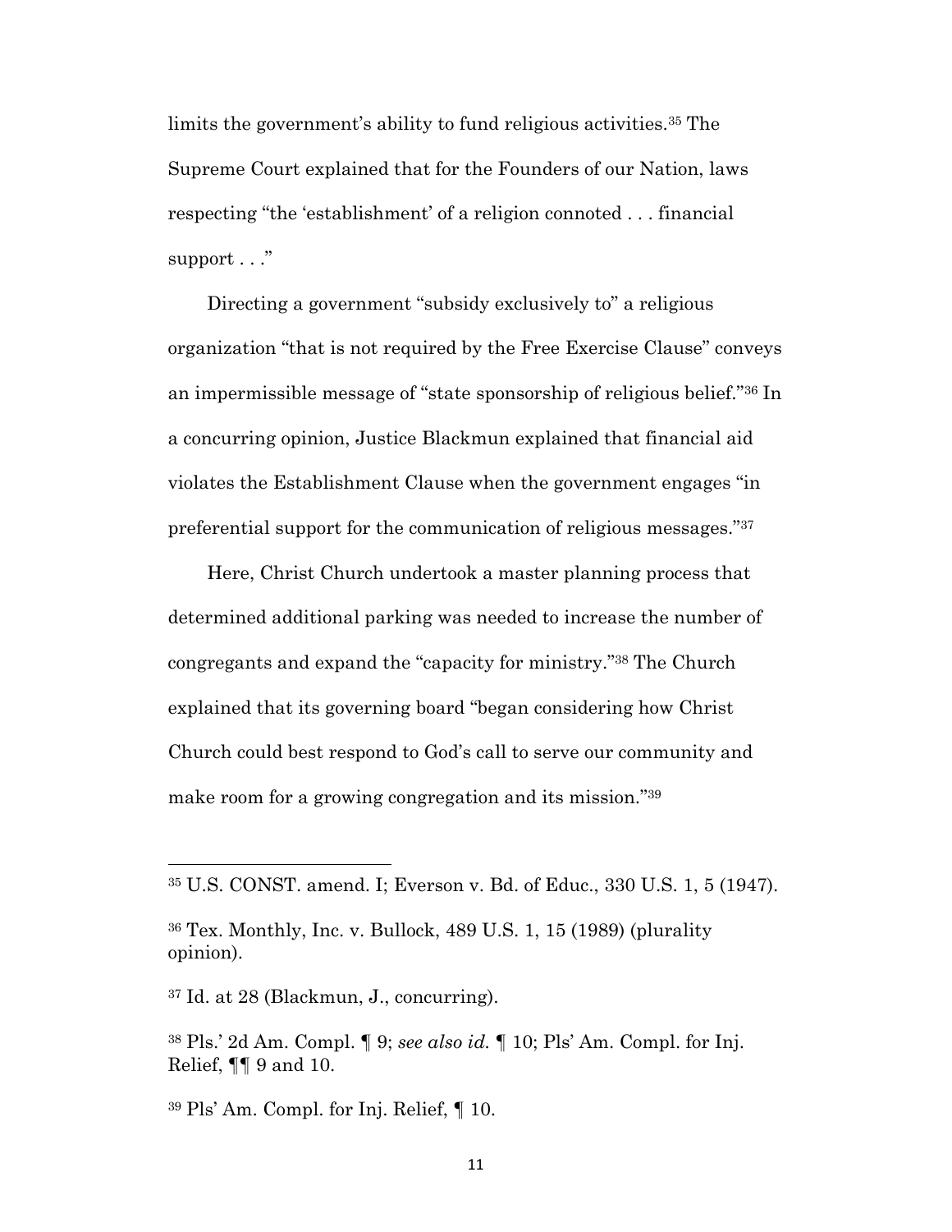limits the government's ability to fund religious activities.[35] The Supreme Court explained that for the Founders of our Nation, laws respecting "the 'establishment' of a religion connoted . . . financial support . . ."

Directing a government "subsidy exclusively to" a religious organization "that is not required by the Free Exercise Clause" conveys an impermissible message of "state sponsorship of religious belief."[36] In a concurring opinion, Justice Blackmun explained that financial aid violates the Establishment Clause when the government engages "in preferential support for the communication of religious messages."[37]

Here, Christ Church undertook a master planning process that determined additional parking was needed to increase the number of congregants and expand the "capacity for ministry."[38] The Church explained that its governing board "began considering how Christ Church could best respond to God's call to serve our community and make room for a growing congregation and its mission."[39]

---

[35] U.S. CONST. amend. I; Everson v. Bd. of Educ., 330 U.S. 1, 5 (1947).

[36] Tex. Monthly, Inc. v. Bullock, 489 U.S. 1, 15 (1989) (plurality opinion).

[37] Id. at 28 (Blackmun, J., concurring).

[38] Pls.' 2d Am. Compl. ¶ 9; *see also id.* ¶ 10; Pls' Am. Compl. for Inj. Relief, ¶¶ 9 and 10.

[39] Pls' Am. Compl. for Inj. Relief, ¶ 10.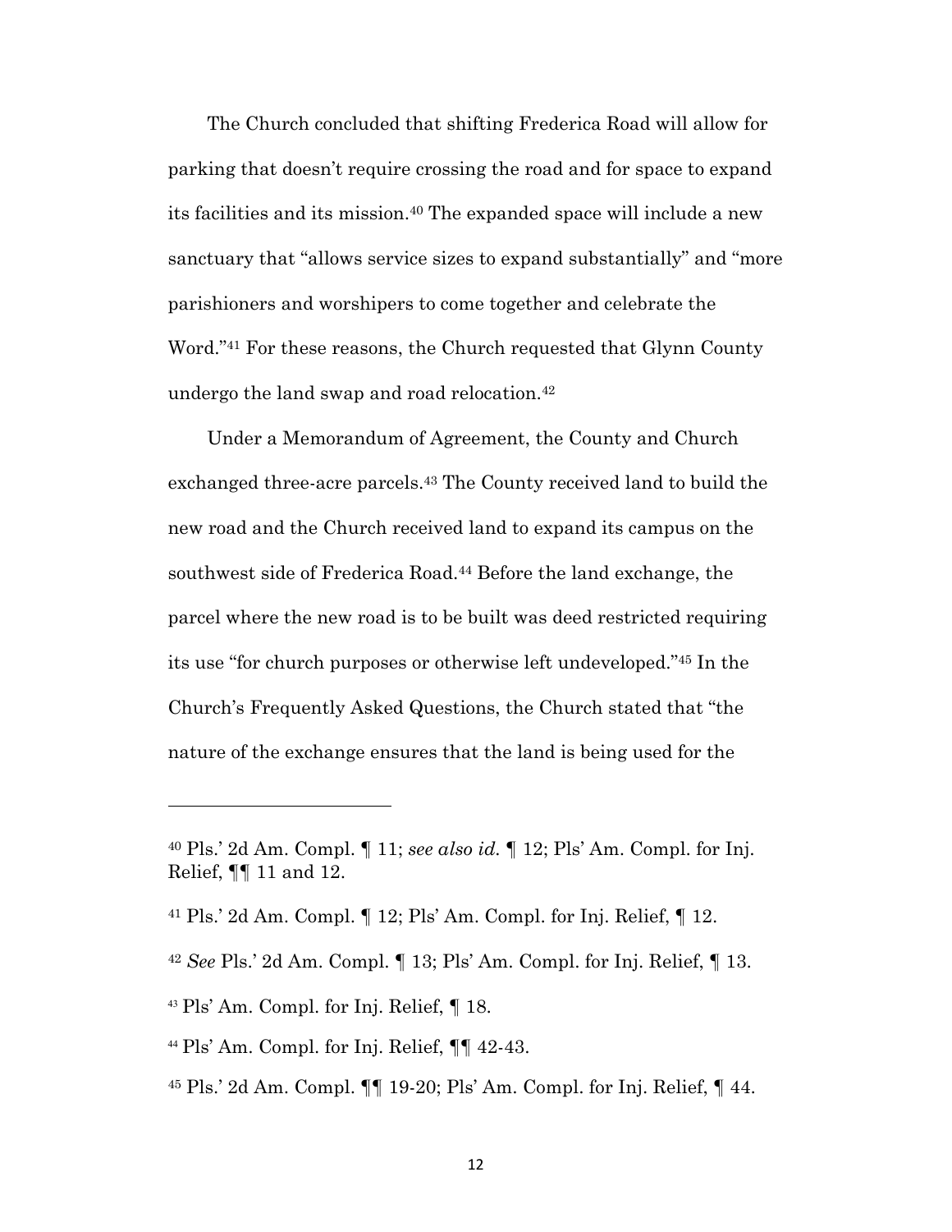The Church concluded that shifting Frederica Road will allow for parking that doesn't require crossing the road and for space to expand its facilities and its mission.[40] The expanded space will include a new sanctuary that "allows service sizes to expand substantially" and "more parishioners and worshipers to come together and celebrate the Word."[41] For these reasons, the Church requested that Glynn County undergo the land swap and road relocation.[42]

Under a Memorandum of Agreement, the County and Church exchanged three-acre parcels.[43] The County received land to build the new road and the Church received land to expand its campus on the southwest side of Frederica Road.[44] Before the land exchange, the parcel where the new road is to be built was deed restricted requiring its use "for church purposes or otherwise left undeveloped."[45] In the Church's Frequently Asked Questions, the Church stated that "the nature of the exchange ensures that the land is being used for the

---

[40] Pls.' 2d Am. Compl. ¶ 11; *see also id.* ¶ 12; Pls' Am. Compl. for Inj. Relief, ¶¶ 11 and 12.

[41] Pls.' 2d Am. Compl. ¶ 12; Pls' Am. Compl. for Inj. Relief, ¶ 12.

[42] *See* Pls.' 2d Am. Compl. ¶ 13; Pls' Am. Compl. for Inj. Relief, ¶ 13.

[43] Pls' Am. Compl. for Inj. Relief, ¶ 18.

[44] Pls' Am. Compl. for Inj. Relief, ¶¶ 42-43.

[45] Pls.' 2d Am. Compl. ¶¶ 19-20; Pls' Am. Compl. for Inj. Relief, ¶ 44.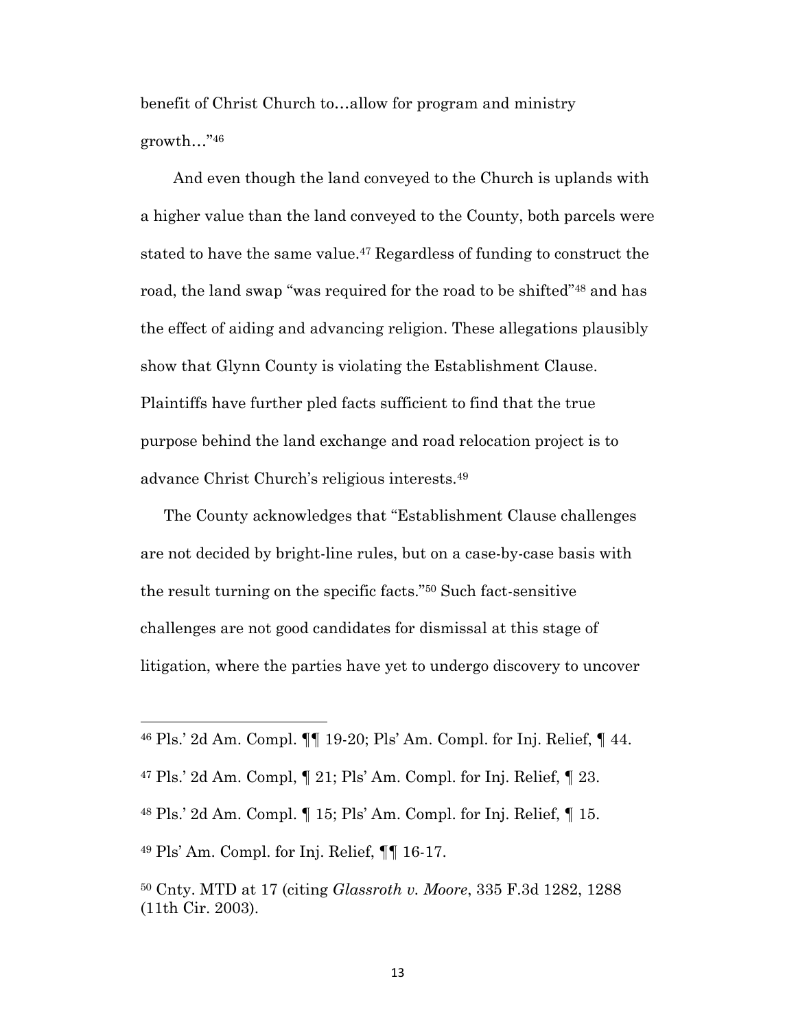benefit of Christ Church to…allow for program and ministry growth…"[46]

And even though the land conveyed to the Church is uplands with a higher value than the land conveyed to the County, both parcels were stated to have the same value.[47] Regardless of funding to construct the road, the land swap "was required for the road to be shifted"[48] and has the effect of aiding and advancing religion. These allegations plausibly show that Glynn County is violating the Establishment Clause. Plaintiffs have further pled facts sufficient to find that the true purpose behind the land exchange and road relocation project is to advance Christ Church's religious interests.[49]

The County acknowledges that "Establishment Clause challenges are not decided by bright-line rules, but on a case-by-case basis with the result turning on the specific facts."[50] Such fact-sensitive challenges are not good candidates for dismissal at this stage of litigation, where the parties have yet to undergo discovery to uncover

---

[46] Pls.' 2d Am. Compl. ¶¶ 19-20; Pls' Am. Compl. for Inj. Relief, ¶ 44.

[47] Pls.' 2d Am. Compl, ¶ 21; Pls' Am. Compl. for Inj. Relief, ¶ 23.

[48] Pls.' 2d Am. Compl. ¶ 15; Pls' Am. Compl. for Inj. Relief, ¶ 15.

[49] Pls' Am. Compl. for Inj. Relief, ¶¶ 16-17.

[50] Cnty. MTD at 17 (citing *Glassroth v. Moore*, 335 F.3d 1282, 1288 (11th Cir. 2003).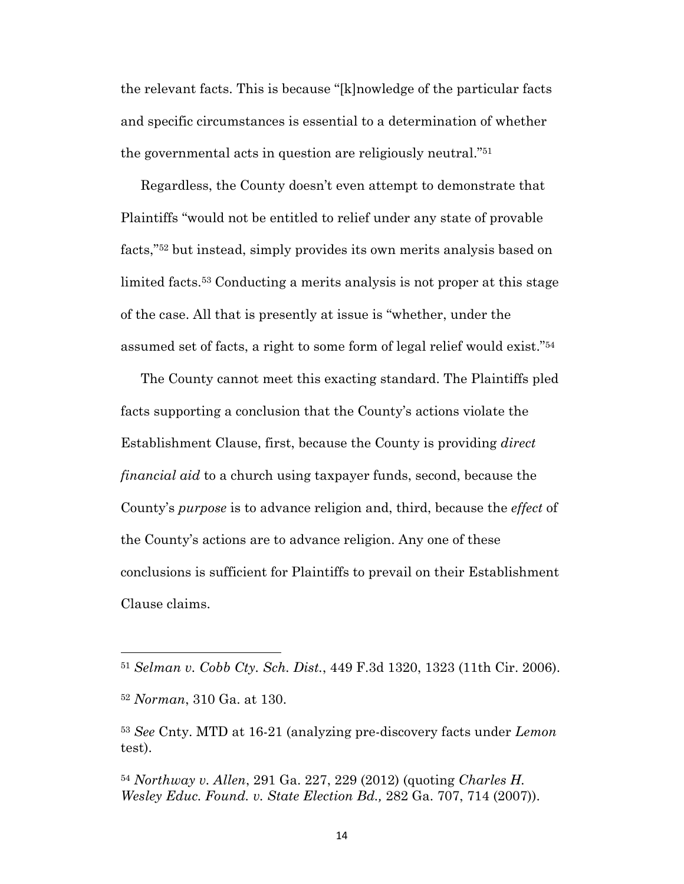the relevant facts. This is because "[k]nowledge of the particular facts and specific circumstances is essential to a determination of whether the governmental acts in question are religiously neutral."[51]

Regardless, the County doesn't even attempt to demonstrate that Plaintiffs "would not be entitled to relief under any state of provable facts,"[52] but instead, simply provides its own merits analysis based on limited facts.[53] Conducting a merits analysis is not proper at this stage of the case. All that is presently at issue is "whether, under the assumed set of facts, a right to some form of legal relief would exist."[54]

The County cannot meet this exacting standard. The Plaintiffs pled facts supporting a conclusion that the County's actions violate the Establishment Clause, first, because the County is providing *direct financial aid* to a church using taxpayer funds, second, because the County's *purpose* is to advance religion and, third, because the *effect* of the County's actions are to advance religion. Any one of these conclusions is sufficient for Plaintiffs to prevail on their Establishment Clause claims.

---

[51] *Selman v. Cobb Cty. Sch. Dist.*, 449 F.3d 1320, 1323 (11th Cir. 2006).

[52] *Norman*, 310 Ga. at 130.

[53] *See* Cnty. MTD at 16-21 (analyzing pre-discovery facts under *Lemon* test).

[54] *Northway v. Allen*, 291 Ga. 227, 229 (2012) (quoting *Charles H. Wesley Educ. Found. v. State Election Bd.,* 282 Ga. 707, 714 (2007)).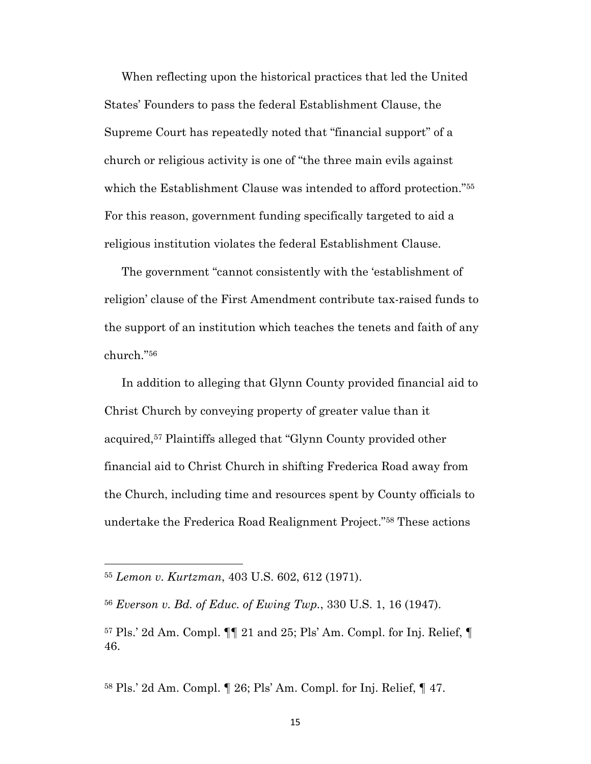When reflecting upon the historical practices that led the United States' Founders to pass the federal Establishment Clause, the Supreme Court has repeatedly noted that "financial support" of a church or religious activity is one of "the three main evils against which the Establishment Clause was intended to afford protection."[55] For this reason, government funding specifically targeted to aid a religious institution violates the federal Establishment Clause.

The government "cannot consistently with the 'establishment of religion' clause of the First Amendment contribute tax-raised funds to the support of an institution which teaches the tenets and faith of any church."[56]

In addition to alleging that Glynn County provided financial aid to Christ Church by conveying property of greater value than it acquired,[57] Plaintiffs alleged that "Glynn County provided other financial aid to Christ Church in shifting Frederica Road away from the Church, including time and resources spent by County officials to undertake the Frederica Road Realignment Project."[58] These actions

---

[55] *Lemon v. Kurtzman*, 403 U.S. 602, 612 (1971).

[56] *Everson v. Bd. of Educ. of Ewing Twp.*, 330 U.S. 1, 16 (1947).

[57] Pls.' 2d Am. Compl. ¶¶ 21 and 25; Pls' Am. Compl. for Inj. Relief, ¶ 46.

[58] Pls.' 2d Am. Compl. ¶ 26; Pls' Am. Compl. for Inj. Relief, ¶ 47.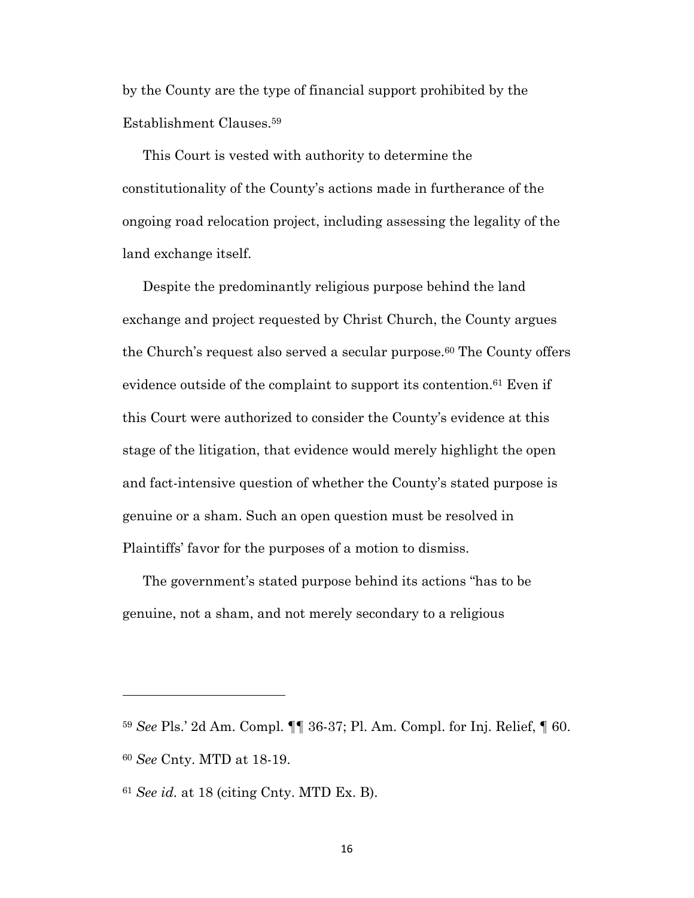by the County are the type of financial support prohibited by the Establishment Clauses.[59]

This Court is vested with authority to determine the constitutionality of the County's actions made in furtherance of the ongoing road relocation project, including assessing the legality of the land exchange itself.

Despite the predominantly religious purpose behind the land exchange and project requested by Christ Church, the County argues the Church's request also served a secular purpose.[60] The County offers evidence outside of the complaint to support its contention.[61] Even if this Court were authorized to consider the County's evidence at this stage of the litigation, that evidence would merely highlight the open and fact-intensive question of whether the County's stated purpose is genuine or a sham. Such an open question must be resolved in Plaintiffs' favor for the purposes of a motion to dismiss.

The government's stated purpose behind its actions "has to be genuine, not a sham, and not merely secondary to a religious

---

[59] *See* Pls.' 2d Am. Compl. ¶¶ 36-37; Pl. Am. Compl. for Inj. Relief, ¶ 60.

[60] *See* Cnty. MTD at 18-19.

[61] *See id.* at 18 (citing Cnty. MTD Ex. B).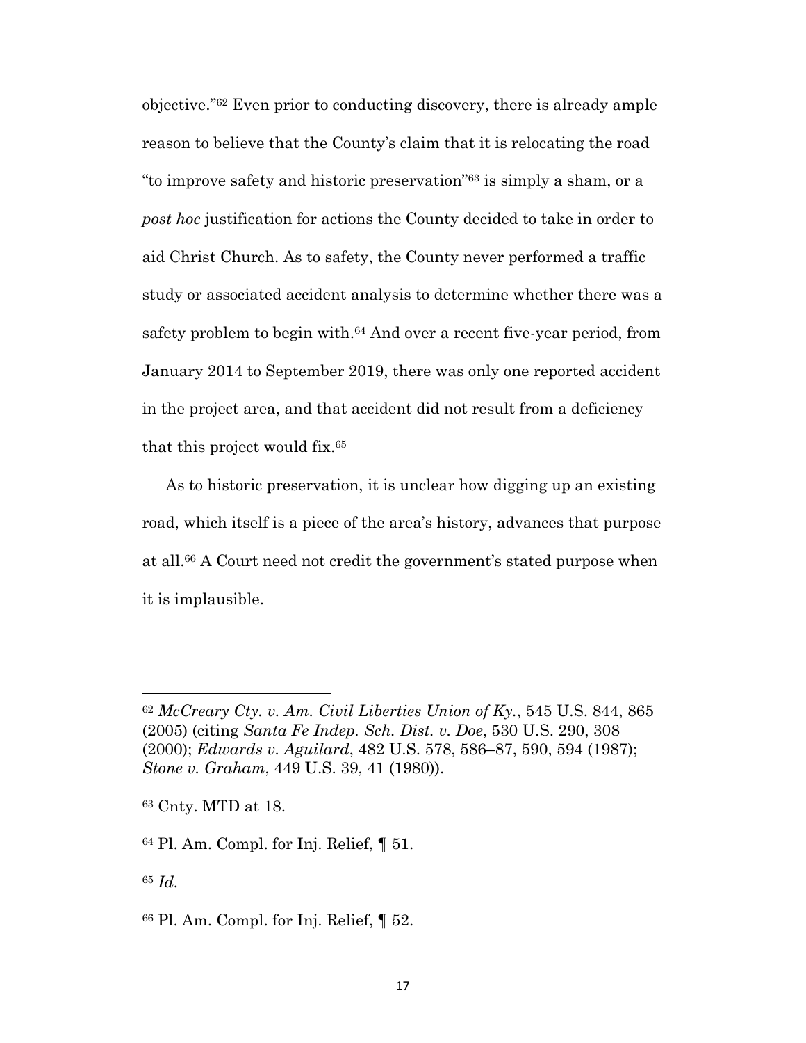objective."[62] Even prior to conducting discovery, there is already ample reason to believe that the County's claim that it is relocating the road "to improve safety and historic preservation"[63] is simply a sham, or a *post hoc* justification for actions the County decided to take in order to aid Christ Church. As to safety, the County never performed a traffic study or associated accident analysis to determine whether there was a safety problem to begin with.[64] And over a recent five-year period, from January 2014 to September 2019, there was only one reported accident in the project area, and that accident did not result from a deficiency that this project would fix.[65]

As to historic preservation, it is unclear how digging up an existing road, which itself is a piece of the area's history, advances that purpose at all.[66] A Court need not credit the government's stated purpose when it is implausible.

---

[62] *McCreary Cty. v. Am. Civil Liberties Union of Ky.*, 545 U.S. 844, 865 (2005) (citing *Santa Fe Indep. Sch. Dist. v. Doe*, 530 U.S. 290, 308 (2000); *Edwards v. Aguilard*, 482 U.S. 578, 586–87, 590, 594 (1987); *Stone v. Graham*, 449 U.S. 39, 41 (1980)).

[63] Cnty. MTD at 18.

[64] Pl. Am. Compl. for Inj. Relief, ¶ 51.

[65] *Id.*

[66] Pl. Am. Compl. for Inj. Relief, ¶ 52.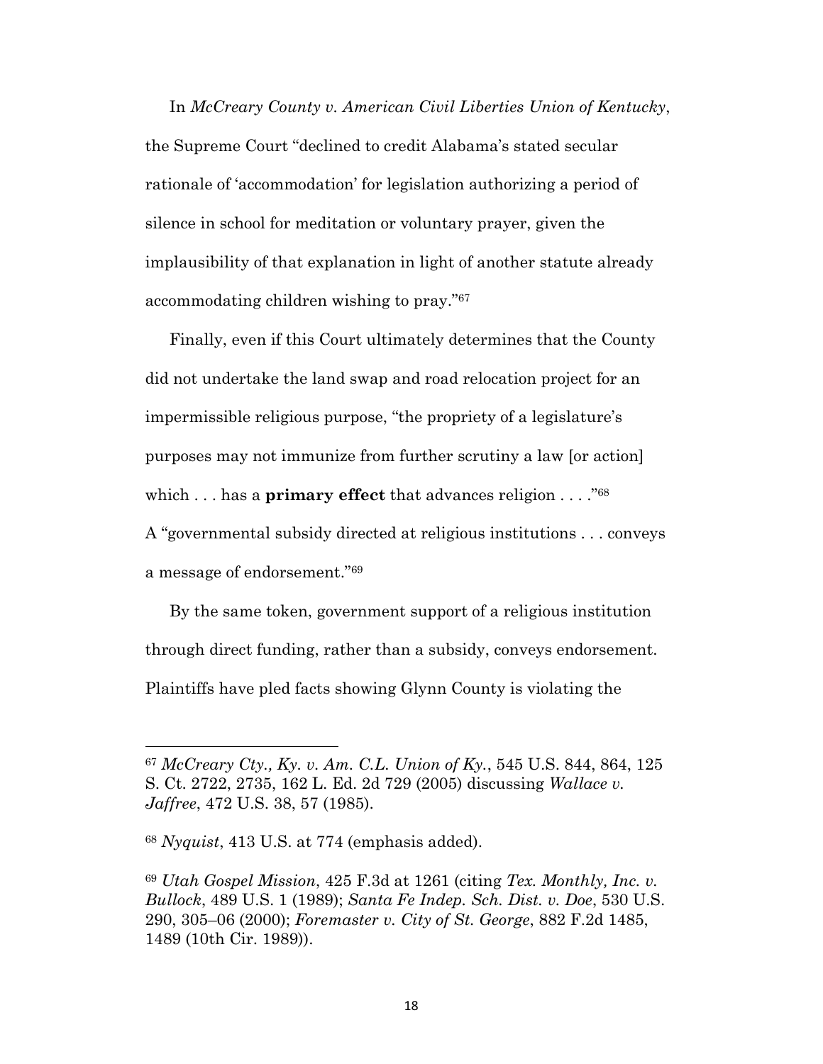In *McCreary County v. American Civil Liberties Union of Kentucky*, the Supreme Court "declined to credit Alabama's stated secular rationale of 'accommodation' for legislation authorizing a period of silence in school for meditation or voluntary prayer, given the implausibility of that explanation in light of another statute already accommodating children wishing to pray."[67]

Finally, even if this Court ultimately determines that the County did not undertake the land swap and road relocation project for an impermissible religious purpose, "the propriety of a legislature's purposes may not immunize from further scrutiny a law [or action] which . . . has a **primary effect** that advances religion . . . ."[68] A "governmental subsidy directed at religious institutions . . . conveys a message of endorsement."[69]

By the same token, government support of a religious institution through direct funding, rather than a subsidy, conveys endorsement. Plaintiffs have pled facts showing Glynn County is violating the

---

[67] *McCreary Cty., Ky. v. Am. C.L. Union of Ky.*, 545 U.S. 844, 864, 125 S. Ct. 2722, 2735, 162 L. Ed. 2d 729 (2005) discussing *Wallace v. Jaffree*, 472 U.S. 38, 57 (1985).

[68] *Nyquist*, 413 U.S. at 774 (emphasis added).

[69] *Utah Gospel Mission*, 425 F.3d at 1261 (citing *Tex. Monthly, Inc. v. Bullock*, 489 U.S. 1 (1989); *Santa Fe Indep. Sch. Dist. v. Doe*, 530 U.S. 290, 305–06 (2000); *Foremaster v. City of St. George*, 882 F.2d 1485, 1489 (10th Cir. 1989)).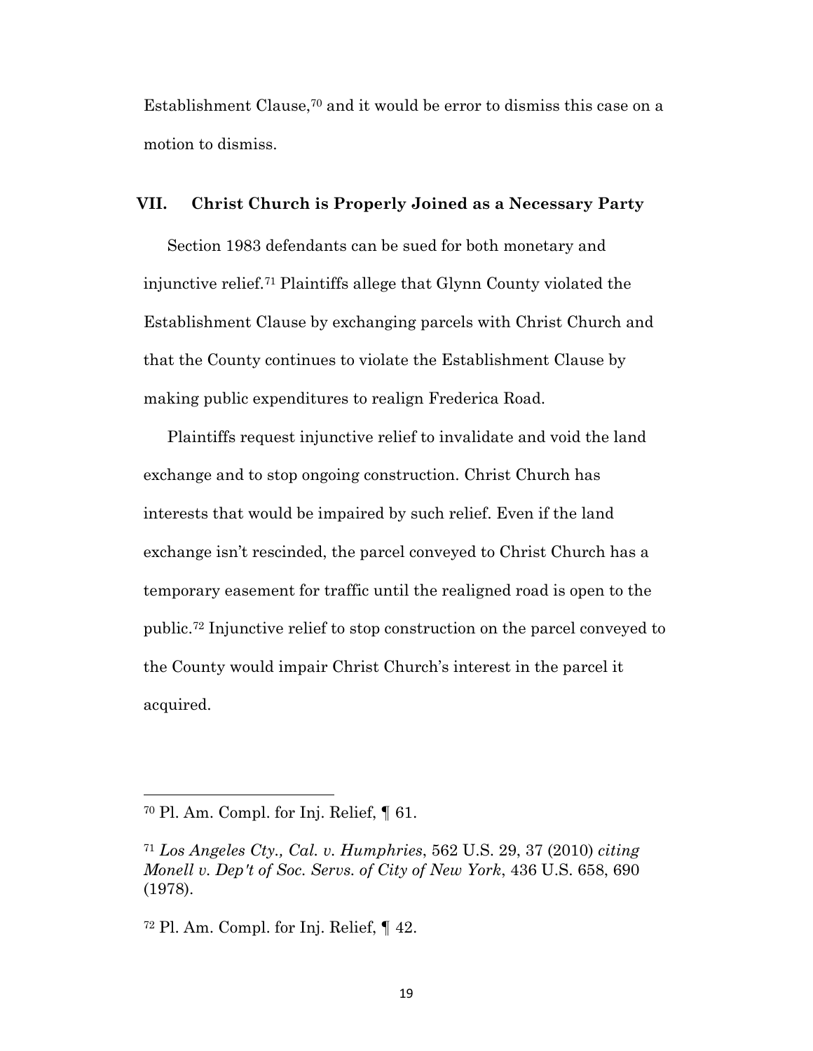Establishment Clause,[70] and it would be error to dismiss this case on a motion to dismiss.

## VII. Christ Church is Properly Joined as a Necessary Party

Section 1983 defendants can be sued for both monetary and injunctive relief.[71] Plaintiffs allege that Glynn County violated the Establishment Clause by exchanging parcels with Christ Church and that the County continues to violate the Establishment Clause by making public expenditures to realign Frederica Road.

Plaintiffs request injunctive relief to invalidate and void the land exchange and to stop ongoing construction. Christ Church has interests that would be impaired by such relief. Even if the land exchange isn't rescinded, the parcel conveyed to Christ Church has a temporary easement for traffic until the realigned road is open to the public.[72] Injunctive relief to stop construction on the parcel conveyed to the County would impair Christ Church's interest in the parcel it acquired.

---

[70] Pl. Am. Compl. for Inj. Relief, ¶ 61.

[71] *Los Angeles Cty., Cal. v. Humphries*, 562 U.S. 29, 37 (2010) *citing Monell v. Dep't of Soc. Servs. of City of New York*, 436 U.S. 658, 690 (1978).

[72] Pl. Am. Compl. for Inj. Relief, ¶ 42.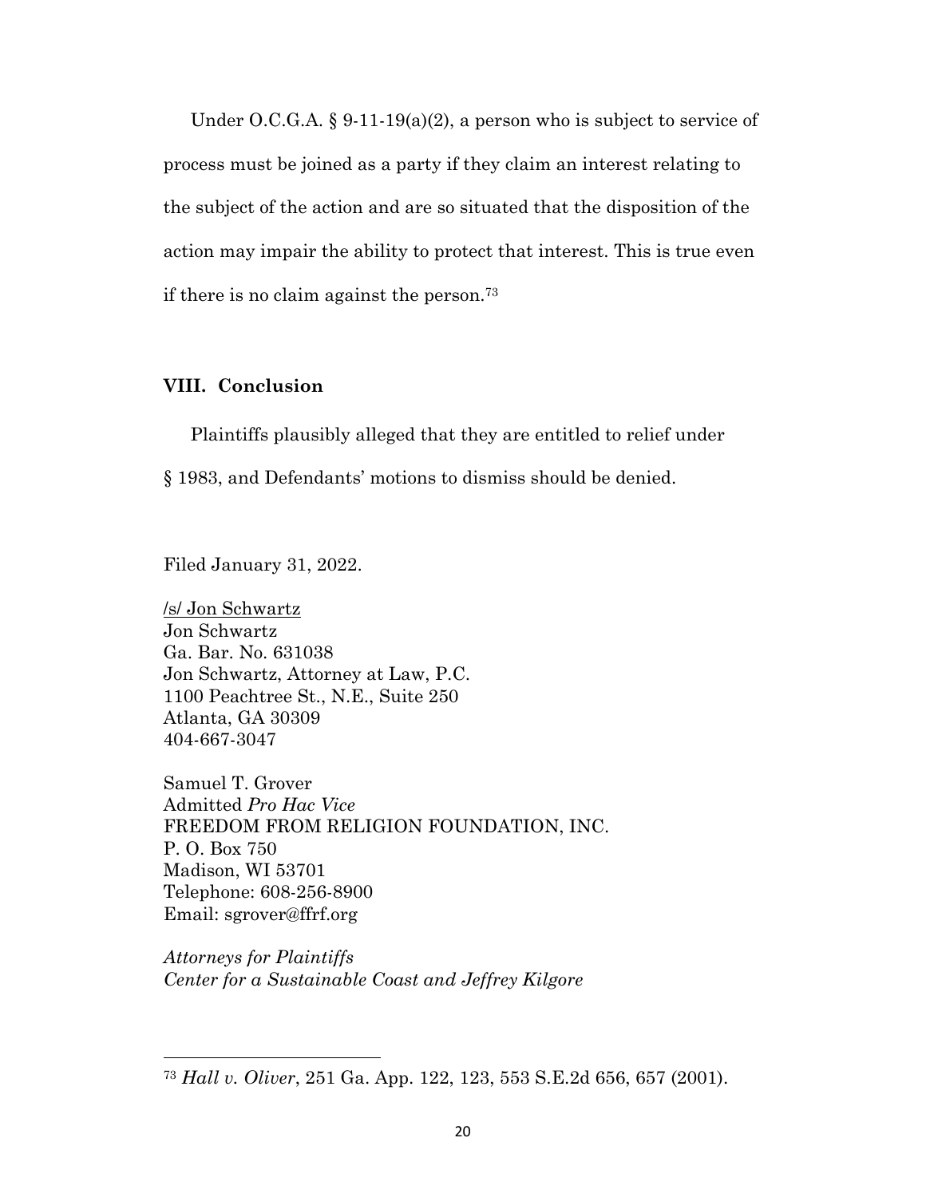Under O.C.G.A. § 9-11-19(a)(2), a person who is subject to service of process must be joined as a party if they claim an interest relating to the subject of the action and are so situated that the disposition of the action may impair the ability to protect that interest. This is true even if there is no claim against the person.[73]

## VIII. Conclusion

Plaintiffs plausibly alleged that they are entitled to relief under § 1983, and Defendants' motions to dismiss should be denied.

Filed January 31, 2022.

/s/ Jon Schwartz
Jon Schwartz
Ga. Bar. No. 631038
Jon Schwartz, Attorney at Law, P.C.
1100 Peachtree St., N.E., Suite 250
Atlanta, GA 30309
404-667-3047

Samuel T. Grover
Admitted *Pro Hac Vice*
FREEDOM FROM RELIGION FOUNDATION, INC.
P. O. Box 750
Madison, WI 53701
Telephone: 608-256-8900
Email: sgrover@ffrf.org

*Attorneys for Plaintiffs*
*Center for a Sustainable Coast and Jeffrey Kilgore*

---

[73] *Hall v. Oliver*, 251 Ga. App. 122, 123, 553 S.E.2d 656, 657 (2001).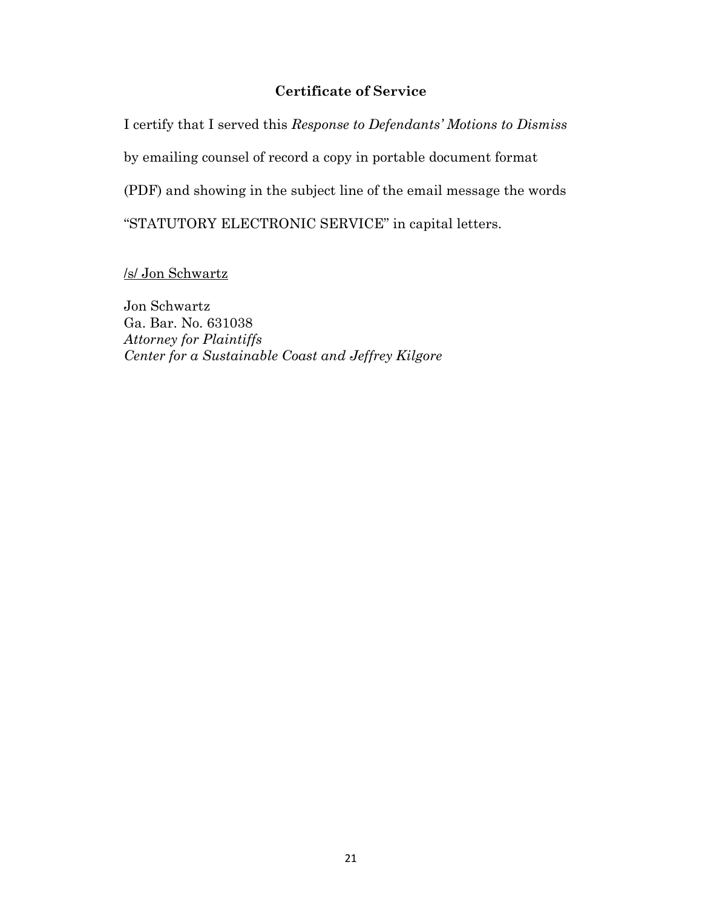**Certificate of Service**

I certify that I served this *Response to Defendants' Motions to Dismiss* by emailing counsel of record a copy in portable document format (PDF) and showing in the subject line of the email message the words "STATUTORY ELECTRONIC SERVICE" in capital letters.

/s/ Jon Schwartz

Jon Schwartz
Ga. Bar. No. 631038
*Attorney for Plaintiffs*
*Center for a Sustainable Coast and Jeffrey Kilgore*